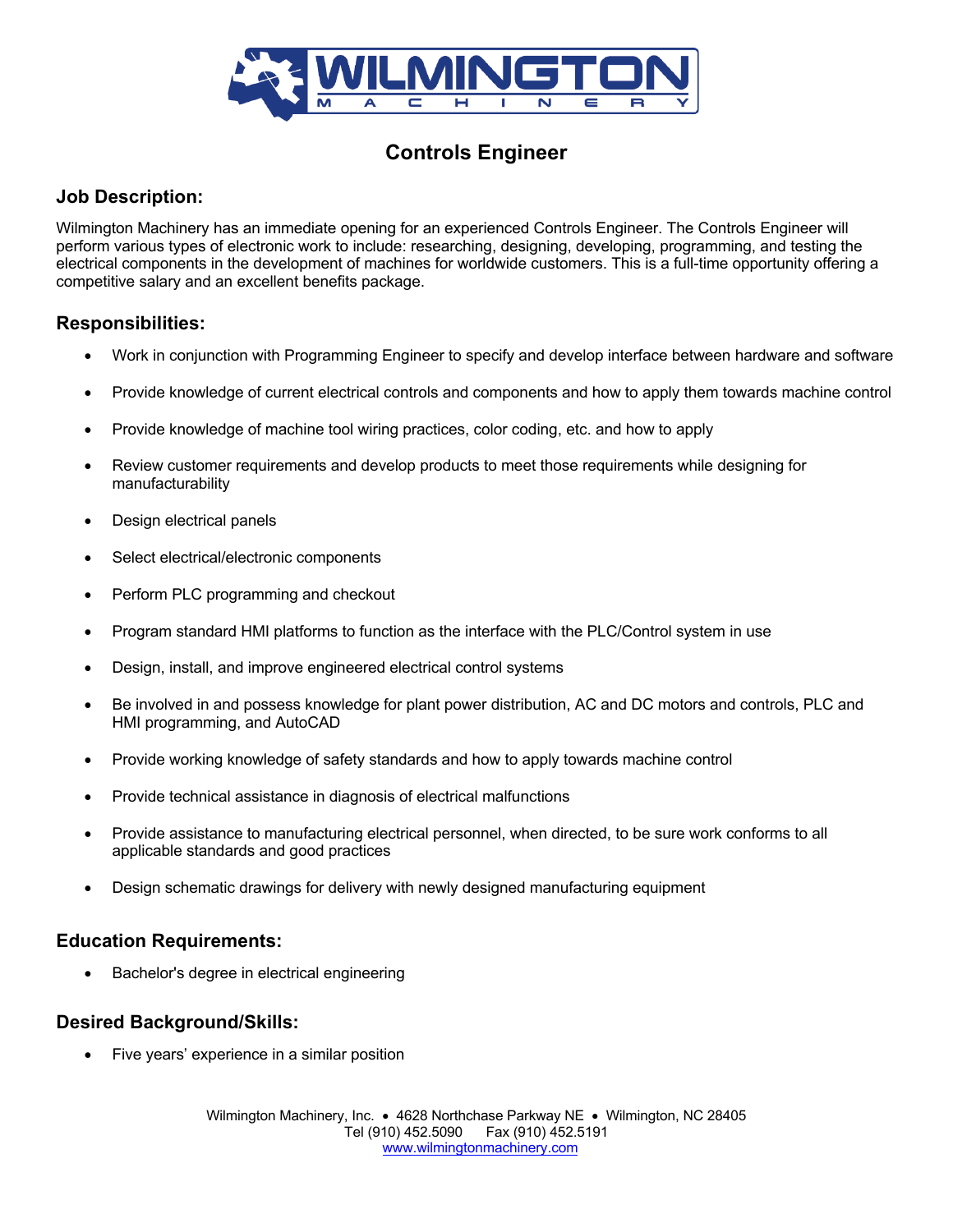# Controls Engineer

## Job Description:

Wilmington Machinery has an immediate opening for an experienced Controls Engineer. The Controls Engineer will perform various types of electronic work to include: researching, designing, developing, programming, and testing the electrical components in the development of machines for worldwide customers. This is a full-time opportunity offering a competitive salary and an excellent benefits package.

## Responsibilities:

- Work in conjunction with Programming Engineer to specify and develop interface between hardware and software
- Provide knowledge of current electrical controls and components and how to apply them towards machine control
- Provide knowledge of machine tool wiring practices, color coding, etc. and how to apply
- Review customer requirements and develop products to meet those requirements while designing for manufacturability
- Design electrical panels
- Select electrical/electronic components
- Perform PLC programming and checkout
- Program standard HMI platforms to function as the interface with the PLC/Control system in use
- Design, install, and improve engineered electrical control systems
- Be involved in and possess knowledge for plant power distribution, AC and DC motors and controls, PLC and HMI programming, and AutoCAD
- Provide working knowledge of safety standards and how to apply towards machine control
- Provide technical assistance in diagnosis of electrical malfunctions
- Provide assistance to manufacturing electrical personnel, when directed, to be sure work conforms to all applicable standards and good practices
- Design schematic drawings for delivery with newly designed manufacturing equipment

## Education Requirements:

- Bachelor's degree in electrical engineering

## Desired Background/Skills:

- Five years' experience in a similar position

Wilmington Machinery, Inc. • 4628 Northchase Parkway NE • Wilmington, NC 28405
Tel (910) 452.5090 Fax (910) 452.5191
www.wilmingtonmachinery.com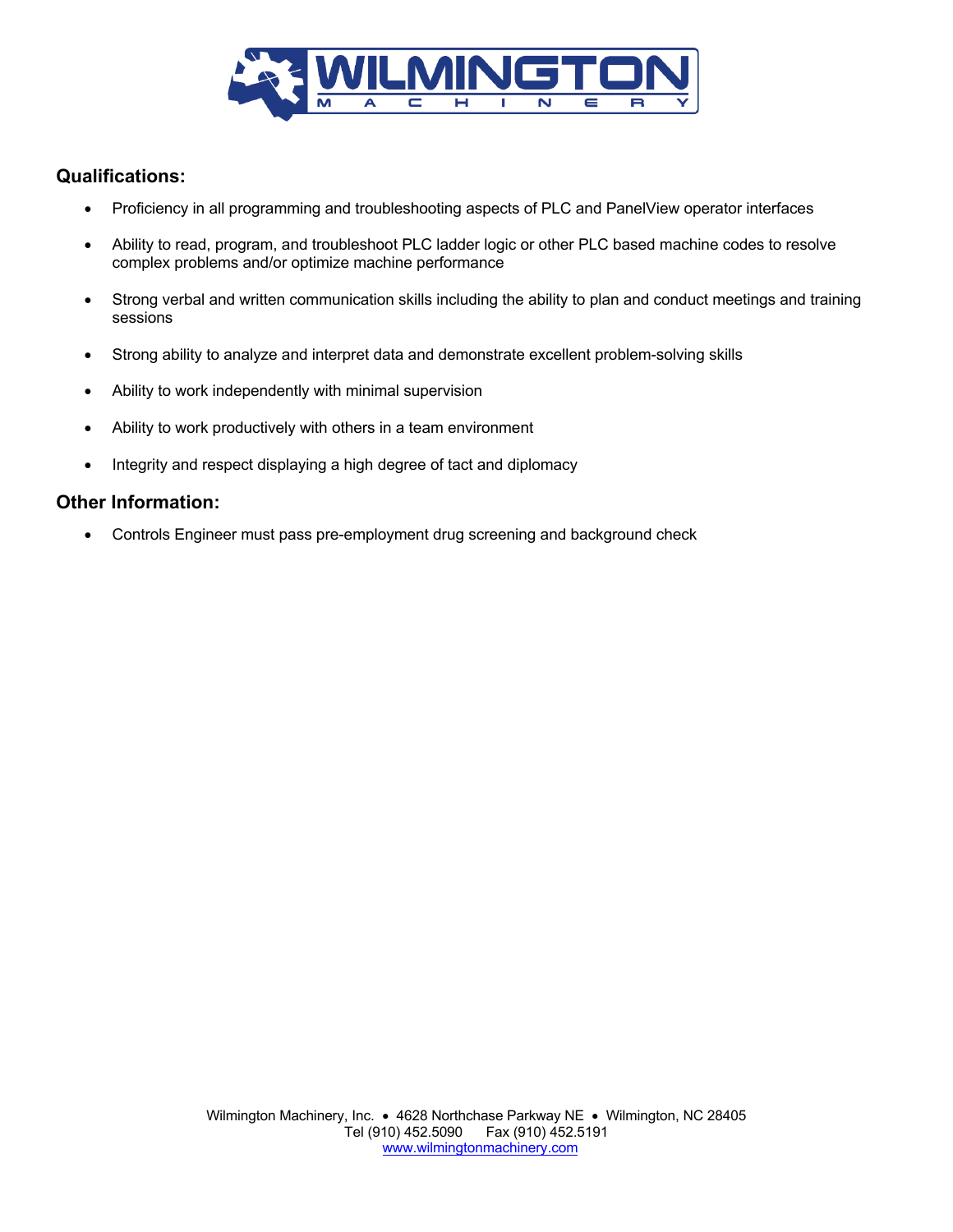## Qualifications:

- Proficiency in all programming and troubleshooting aspects of PLC and PanelView operator interfaces
- Ability to read, program, and troubleshoot PLC ladder logic or other PLC based machine codes to resolve complex problems and/or optimize machine performance
- Strong verbal and written communication skills including the ability to plan and conduct meetings and training sessions
- Strong ability to analyze and interpret data and demonstrate excellent problem-solving skills
- Ability to work independently with minimal supervision
- Ability to work productively with others in a team environment
- Integrity and respect displaying a high degree of tact and diplomacy

## Other Information:

- Controls Engineer must pass pre-employment drug screening and background check